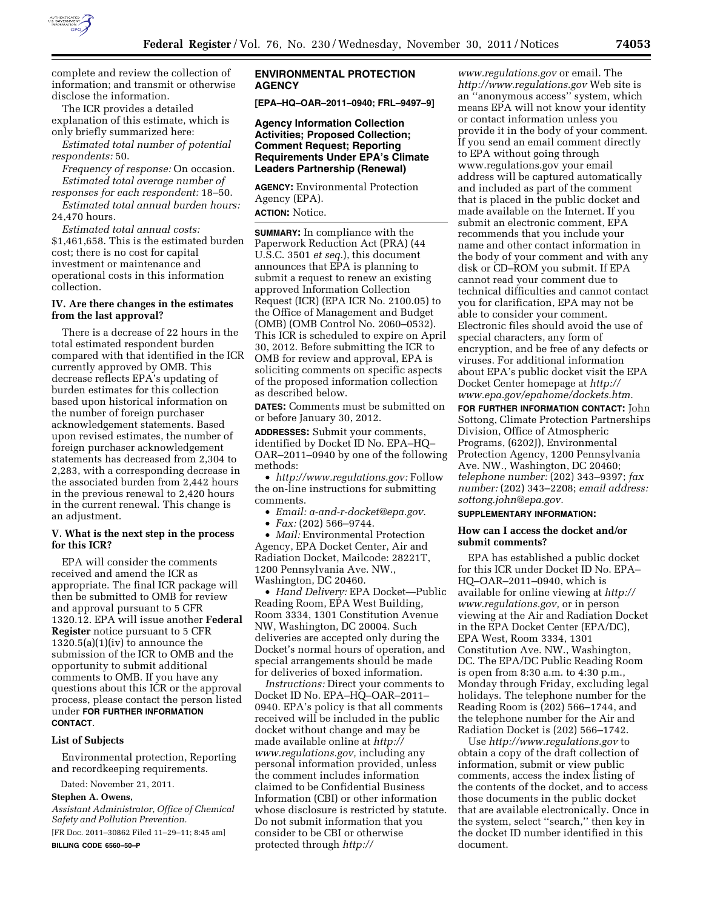complete and review the collection of information; and transmit or otherwise disclose the information.

The ICR provides a detailed explanation of this estimate, which is only briefly summarized here:

*Estimated total number of potential respondents:* 50.

*Frequency of response:* On occasion.

*Estimated total average number of responses for each respondent:* 18–50.

*Estimated total annual burden hours:* 24,470 hours.

*Estimated total annual costs:* $1,461,658. This is the estimated burden cost; there is no cost for capital investment or maintenance and operational costs in this information collection.

### IV. Are there changes in the estimates from the last approval?

There is a decrease of 22 hours in the total estimated respondent burden compared with that identified in the ICR currently approved by OMB. This decrease reflects EPA's updating of burden estimates for this collection based upon historical information on the number of foreign purchaser acknowledgement statements. Based upon revised estimates, the number of foreign purchaser acknowledgement statements has decreased from 2,304 to 2,283, with a corresponding decrease in the associated burden from 2,442 hours in the previous renewal to 2,420 hours in the current renewal. This change is an adjustment.

### V. What is the next step in the process for this ICR?

EPA will consider the comments received and amend the ICR as appropriate. The final ICR package will then be submitted to OMB for review and approval pursuant to 5 CFR 1320.12. EPA will issue another **Federal Register** notice pursuant to 5 CFR 1320.5(a)(1)(iv) to announce the submission of the ICR to OMB and the opportunity to submit additional comments to OMB. If you have any questions about this ICR or the approval process, please contact the person listed under **FOR FURTHER INFORMATION CONTACT**.

### List of Subjects

Environmental protection, Reporting and recordkeeping requirements.

Dated: November 21, 2011.

**Stephen A. Owens,**

*Assistant Administrator, Office of Chemical Safety and Pollution Prevention.*

[FR Doc. 2011–30862 Filed 11–29–11; 8:45 am]

**BILLING CODE 6560–50–P**

## ENVIRONMENTAL PROTECTION AGENCY

**[EPA–HQ–OAR–2011–0940; FRL–9497–9]**

### Agency Information Collection Activities; Proposed Collection; Comment Request; Reporting Requirements Under EPA's Climate Leaders Partnership (Renewal)

**AGENCY:** Environmental Protection Agency (EPA).

**ACTION:** Notice.

**SUMMARY:** In compliance with the Paperwork Reduction Act (PRA) (44 U.S.C. 3501 *et seq.*), this document announces that EPA is planning to submit a request to renew an existing approved Information Collection Request (ICR) (EPA ICR No. 2100.05) to the Office of Management and Budget (OMB) (OMB Control No. 2060–0532). This ICR is scheduled to expire on April 30, 2012. Before submitting the ICR to OMB for review and approval, EPA is soliciting comments on specific aspects of the proposed information collection as described below.

**DATES:** Comments must be submitted on or before January 30, 2012.

**ADDRESSES:** Submit your comments, identified by Docket ID No. EPA–HQ–OAR–2011–0940 by one of the following methods:

- *http://www.regulations.gov:* Follow the on-line instructions for submitting comments.
- *Email: a-and-r-docket@epa.gov*.
- *Fax:* (202) 566–9744.
- *Mail:* Environmental Protection Agency, EPA Docket Center, Air and Radiation Docket, Mailcode: 28221T, 1200 Pennsylvania Ave. NW., Washington, DC 20460.
- *Hand Delivery:* EPA Docket—Public Reading Room, EPA West Building, Room 3334, 1301 Constitution Avenue NW, Washington, DC 20004. Such deliveries are accepted only during the Docket's normal hours of operation, and special arrangements should be made for deliveries of boxed information.

*Instructions:* Direct your comments to Docket ID No. EPA–HQ–OAR–2011–0940. EPA's policy is that all comments received will be included in the public docket without change and may be made available online at *http://www.regulations.gov,* including any personal information provided, unless the comment includes information claimed to be Confidential Business Information (CBI) or other information whose disclosure is restricted by statute. Do not submit information that you consider to be CBI or otherwise protected through *http://www.regulations.gov* or email. The *http://www.regulations.gov* Web site is an ''anonymous access'' system, which means EPA will not know your identity or contact information unless you provide it in the body of your comment. If you send an email comment directly to EPA without going through www.regulations.gov your email address will be captured automatically and included as part of the comment that is placed in the public docket and made available on the Internet. If you submit an electronic comment, EPA recommends that you include your name and other contact information in the body of your comment and with any disk or CD–ROM you submit. If EPA cannot read your comment due to technical difficulties and cannot contact you for clarification, EPA may not be able to consider your comment. Electronic files should avoid the use of special characters, any form of encryption, and be free of any defects or viruses. For additional information about EPA's public docket visit the EPA Docket Center homepage at *http://www.epa.gov/epahome/dockets.htm.*

**FOR FURTHER INFORMATION CONTACT:** John Sottong, Climate Protection Partnerships Division, Office of Atmospheric Programs, (6202J), Environmental Protection Agency, 1200 Pennsylvania Ave. NW., Washington, DC 20460; *telephone number:* (202) 343–9397; *fax number:* (202) 343–2208; *email address: sottong.john@epa.gov.*

**SUPPLEMENTARY INFORMATION:**

### How can I access the docket and/or submit comments?

EPA has established a public docket for this ICR under Docket ID No. EPA–HQ–OAR–2011–0940, which is available for online viewing at *http://www.regulations.gov,* or in person viewing at the Air and Radiation Docket in the EPA Docket Center (EPA/DC), EPA West, Room 3334, 1301 Constitution Ave. NW., Washington, DC. The EPA/DC Public Reading Room is open from 8:30 a.m. to 4:30 p.m., Monday through Friday, excluding legal holidays. The telephone number for the Reading Room is (202) 566–1744, and the telephone number for the Air and Radiation Docket is (202) 566–1742.

Use *http://www.regulations.gov* to obtain a copy of the draft collection of information, submit or view public comments, access the index listing of the contents of the docket, and to access those documents in the public docket that are available electronically. Once in the system, select ''search,'' then key in the docket ID number identified in this document.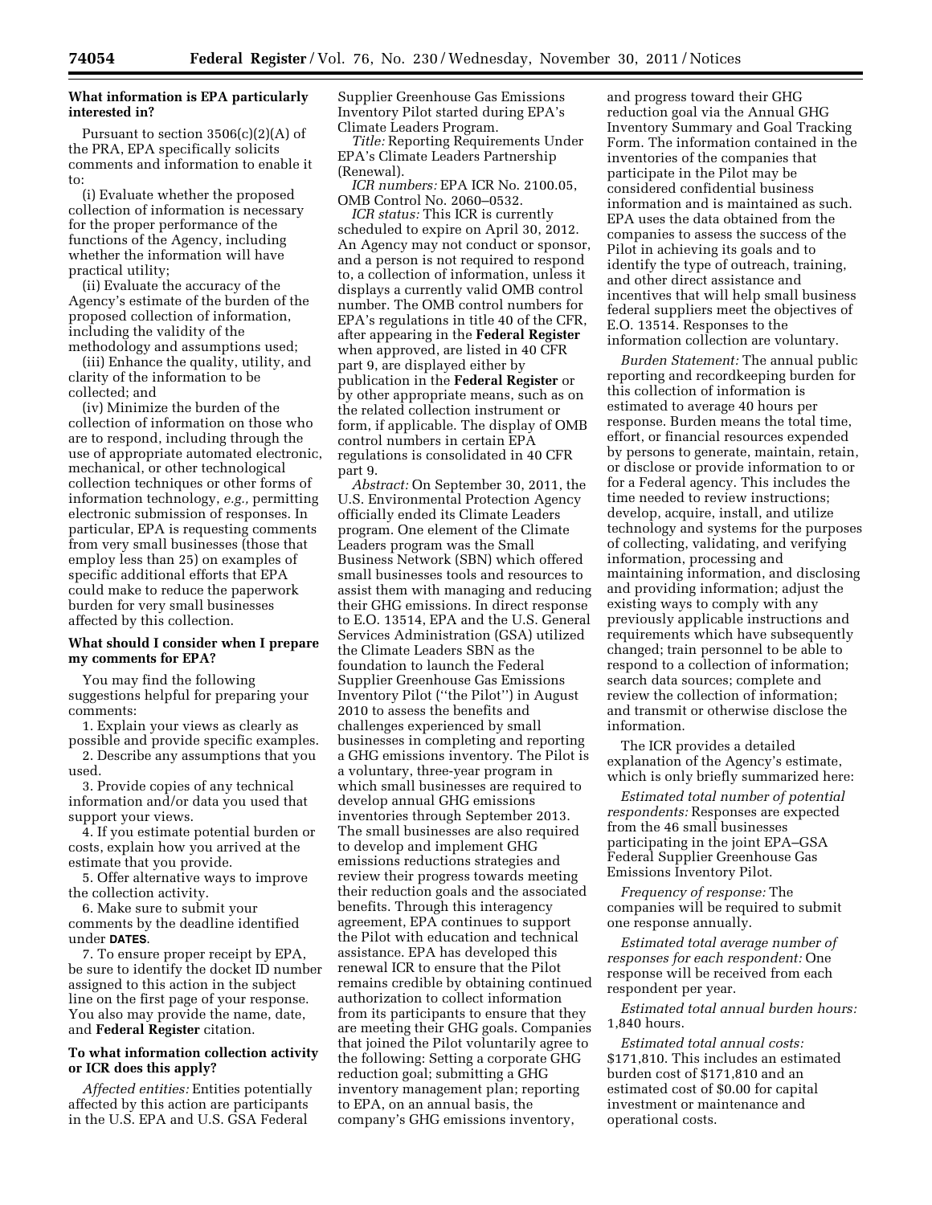### What information is EPA particularly interested in?

Pursuant to section 3506(c)(2)(A) of the PRA, EPA specifically solicits comments and information to enable it to:

(i) Evaluate whether the proposed collection of information is necessary for the proper performance of the functions of the Agency, including whether the information will have practical utility;

(ii) Evaluate the accuracy of the Agency's estimate of the burden of the proposed collection of information, including the validity of the methodology and assumptions used;

(iii) Enhance the quality, utility, and clarity of the information to be collected; and

(iv) Minimize the burden of the collection of information on those who are to respond, including through the use of appropriate automated electronic, mechanical, or other technological collection techniques or other forms of information technology, *e.g.,* permitting electronic submission of responses. In particular, EPA is requesting comments from very small businesses (those that employ less than 25) on examples of specific additional efforts that EPA could make to reduce the paperwork burden for very small businesses affected by this collection.

### What should I consider when I prepare my comments for EPA?

You may find the following suggestions helpful for preparing your comments:

1. Explain your views as clearly as possible and provide specific examples.
2. Describe any assumptions that you used.
3. Provide copies of any technical information and/or data you used that support your views.
4. If you estimate potential burden or costs, explain how you arrived at the estimate that you provide.
5. Offer alternative ways to improve the collection activity.
6. Make sure to submit your comments by the deadline identified under **DATES**.
7. To ensure proper receipt by EPA, be sure to identify the docket ID number assigned to this action in the subject line on the first page of your response. You also may provide the name, date, and **Federal Register** citation.

### To what information collection activity or ICR does this apply?

*Affected entities:* Entities potentially affected by this action are participants in the U.S. EPA and U.S. GSA Federal Supplier Greenhouse Gas Emissions Inventory Pilot started during EPA's Climate Leaders Program.

*Title:* Reporting Requirements Under EPA's Climate Leaders Partnership (Renewal).

*ICR numbers:* EPA ICR No. 2100.05, OMB Control No. 2060–0532.

*ICR status:* This ICR is currently scheduled to expire on April 30, 2012. An Agency may not conduct or sponsor, and a person is not required to respond to, a collection of information, unless it displays a currently valid OMB control number. The OMB control numbers for EPA's regulations in title 40 of the CFR, after appearing in the **Federal Register** when approved, are listed in 40 CFR part 9, are displayed either by publication in the **Federal Register** or by other appropriate means, such as on the related collection instrument or form, if applicable. The display of OMB control numbers in certain EPA regulations is consolidated in 40 CFR part 9.

*Abstract:* On September 30, 2011, the U.S. Environmental Protection Agency officially ended its Climate Leaders program. One element of the Climate Leaders program was the Small Business Network (SBN) which offered small businesses tools and resources to assist them with managing and reducing their GHG emissions. In direct response to E.O. 13514, EPA and the U.S. General Services Administration (GSA) utilized the Climate Leaders SBN as the foundation to launch the Federal Supplier Greenhouse Gas Emissions Inventory Pilot (''the Pilot'') in August 2010 to assess the benefits and challenges experienced by small businesses in completing and reporting a GHG emissions inventory. The Pilot is a voluntary, three-year program in which small businesses are required to develop annual GHG emissions inventories through September 2013. The small businesses are also required to develop and implement GHG emissions reductions strategies and review their progress towards meeting their reduction goals and the associated benefits. Through this interagency agreement, EPA continues to support the Pilot with education and technical assistance. EPA has developed this renewal ICR to ensure that the Pilot remains credible by obtaining continued authorization to collect information from its participants to ensure that they are meeting their GHG goals. Companies that joined the Pilot voluntarily agree to the following: Setting a corporate GHG reduction goal; submitting a GHG inventory management plan; reporting to EPA, on an annual basis, the company's GHG emissions inventory, and progress toward their GHG reduction goal via the Annual GHG Inventory Summary and Goal Tracking Form. The information contained in the inventories of the companies that participate in the Pilot may be considered confidential business information and is maintained as such. EPA uses the data obtained from the companies to assess the success of the Pilot in achieving its goals and to identify the type of outreach, training, and other direct assistance and incentives that will help small business federal suppliers meet the objectives of E.O. 13514. Responses to the information collection are voluntary.

*Burden Statement:* The annual public reporting and recordkeeping burden for this collection of information is estimated to average 40 hours per response. Burden means the total time, effort, or financial resources expended by persons to generate, maintain, retain, or disclose or provide information to or for a Federal agency. This includes the time needed to review instructions; develop, acquire, install, and utilize technology and systems for the purposes of collecting, validating, and verifying information, processing and maintaining information, and disclosing and providing information; adjust the existing ways to comply with any previously applicable instructions and requirements which have subsequently changed; train personnel to be able to respond to a collection of information; search data sources; complete and review the collection of information; and transmit or otherwise disclose the information.

The ICR provides a detailed explanation of the Agency's estimate, which is only briefly summarized here:

*Estimated total number of potential respondents:* Responses are expected from the 46 small businesses participating in the joint EPA–GSA Federal Supplier Greenhouse Gas Emissions Inventory Pilot.

*Frequency of response:* The companies will be required to submit one response annually.

*Estimated total average number of responses for each respondent:* One response will be received from each respondent per year.

*Estimated total annual burden hours:* 1,840 hours.

*Estimated total annual costs:* \$171,810. This includes an estimated burden cost of \$171,810 and an estimated cost of \$0.00 for capital investment or maintenance and operational costs.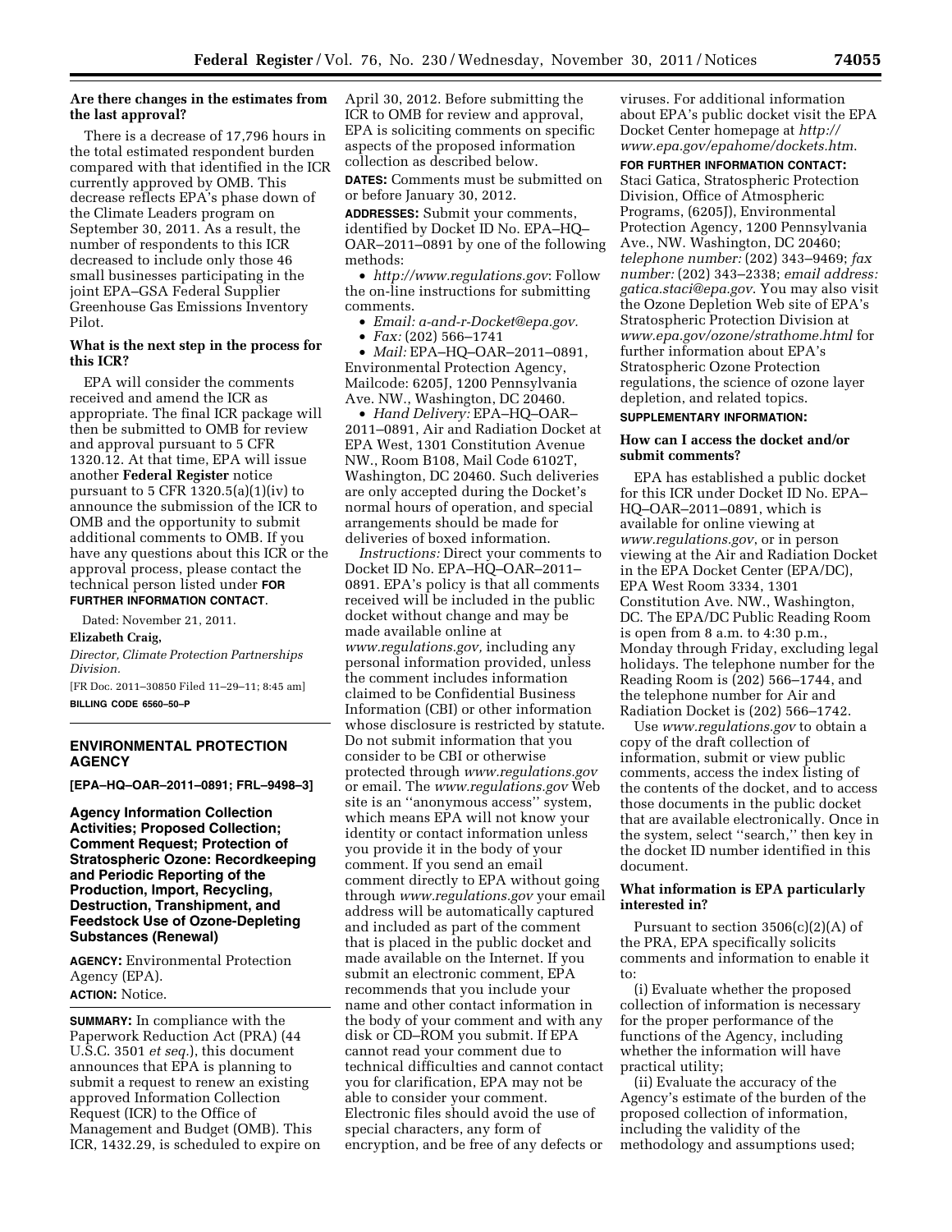### Are there changes in the estimates from the last approval?

There is a decrease of 17,796 hours in the total estimated respondent burden compared with that identified in the ICR currently approved by OMB. This decrease reflects EPA's phase down of the Climate Leaders program on September 30, 2011. As a result, the number of respondents to this ICR decreased to include only those 46 small businesses participating in the joint EPA–GSA Federal Supplier Greenhouse Gas Emissions Inventory Pilot.

### What is the next step in the process for this ICR?

EPA will consider the comments received and amend the ICR as appropriate. The final ICR package will then be submitted to OMB for review and approval pursuant to 5 CFR 1320.12. At that time, EPA will issue another **Federal Register** notice pursuant to 5 CFR 1320.5(a)(1)(iv) to announce the submission of the ICR to OMB and the opportunity to submit additional comments to OMB. If you have any questions about this ICR or the approval process, please contact the technical person listed under **FOR FURTHER INFORMATION CONTACT**.

Dated: November 21, 2011.

**Elizabeth Craig,**

*Director, Climate Protection Partnerships Division.*

[FR Doc. 2011–30850 Filed 11–29–11; 8:45 am]

**BILLING CODE 6560–50–P**

---

## ENVIRONMENTAL PROTECTION AGENCY

**[EPA–HQ–OAR–2011–0891; FRL–9498–3]**

## Agency Information Collection Activities; Proposed Collection; Comment Request; Protection of Stratospheric Ozone: Recordkeeping and Periodic Reporting of the Production, Import, Recycling, Destruction, Transhipment, and Feedstock Use of Ozone-Depleting Substances (Renewal)

**AGENCY:** Environmental Protection Agency (EPA).

**ACTION:** Notice.

**SUMMARY:** In compliance with the Paperwork Reduction Act (PRA) (44 U.S.C. 3501 *et seq.*), this document announces that EPA is planning to submit a request to renew an existing approved Information Collection Request (ICR) to the Office of Management and Budget (OMB). This ICR, 1432.29, is scheduled to expire on April 30, 2012. Before submitting the ICR to OMB for review and approval, EPA is soliciting comments on specific aspects of the proposed information collection as described below.

**DATES:** Comments must be submitted on or before January 30, 2012.

**ADDRESSES:** Submit your comments, identified by Docket ID No. EPA–HQ–OAR–2011–0891 by one of the following methods:

- *http://www.regulations.gov*: Follow the on-line instructions for submitting comments.
- *Email: a-and-r-Docket@epa.gov.*
- *Fax:* (202) 566–1741
- *Mail:* EPA–HQ–OAR–2011–0891, Environmental Protection Agency, Mailcode: 6205J, 1200 Pennsylvania Ave. NW., Washington, DC 20460.
- *Hand Delivery:* EPA–HQ–OAR–2011–0891, Air and Radiation Docket at EPA West, 1301 Constitution Avenue NW., Room B108, Mail Code 6102T, Washington, DC 20460. Such deliveries are only accepted during the Docket's normal hours of operation, and special arrangements should be made for deliveries of boxed information.

*Instructions:* Direct your comments to Docket ID No. EPA–HQ–OAR–2011–0891. EPA's policy is that all comments received will be included in the public docket without change and may be made available online at *www.regulations.gov,* including any personal information provided, unless the comment includes information claimed to be Confidential Business Information (CBI) or other information whose disclosure is restricted by statute. Do not submit information that you consider to be CBI or otherwise protected through *www.regulations.gov* or email. The *www.regulations.gov* Web site is an ''anonymous access'' system, which means EPA will not know your identity or contact information unless you provide it in the body of your comment. If you send an email comment directly to EPA without going through *www.regulations.gov* your email address will be automatically captured and included as part of the comment that is placed in the public docket and made available on the Internet. If you submit an electronic comment, EPA recommends that you include your name and other contact information in the body of your comment and with any disk or CD–ROM you submit. If EPA cannot read your comment due to technical difficulties and cannot contact you for clarification, EPA may not be able to consider your comment. Electronic files should avoid the use of special characters, any form of encryption, and be free of any defects or viruses. For additional information about EPA's public docket visit the EPA Docket Center homepage at *http://www.epa.gov/epahome/dockets.htm.*

**FOR FURTHER INFORMATION CONTACT:** Staci Gatica, Stratospheric Protection Division, Office of Atmospheric Programs, (6205J), Environmental Protection Agency, 1200 Pennsylvania Ave., NW. Washington, DC 20460; *telephone number:* (202) 343–9469; *fax number:* (202) 343–2338; *email address: gatica.staci@epa.gov*. You may also visit the Ozone Depletion Web site of EPA's Stratospheric Protection Division at *www.epa.gov/ozone/strathome.html* for further information about EPA's Stratospheric Ozone Protection regulations, the science of ozone layer depletion, and related topics.

**SUPPLEMENTARY INFORMATION:**

### How can I access the docket and/or submit comments?

EPA has established a public docket for this ICR under Docket ID No. EPA–HQ–OAR–2011–0891, which is available for online viewing at *www.regulations.gov*, or in person viewing at the Air and Radiation Docket in the EPA Docket Center (EPA/DC), EPA West Room 3334, 1301 Constitution Ave. NW., Washington, DC. The EPA/DC Public Reading Room is open from 8 a.m. to 4:30 p.m., Monday through Friday, excluding legal holidays. The telephone number for the Reading Room is (202) 566–1744, and the telephone number for Air and Radiation Docket is (202) 566–1742.

Use *www.regulations.gov* to obtain a copy of the draft collection of information, submit or view public comments, access the index listing of the contents of the docket, and to access those documents in the public docket that are available electronically. Once in the system, select ''search,'' then key in the docket ID number identified in this document.

### What information is EPA particularly interested in?

Pursuant to section 3506(c)(2)(A) of the PRA, EPA specifically solicits comments and information to enable it to:

(i) Evaluate whether the proposed collection of information is necessary for the proper performance of the functions of the Agency, including whether the information will have practical utility;

(ii) Evaluate the accuracy of the Agency's estimate of the burden of the proposed collection of information, including the validity of the methodology and assumptions used;